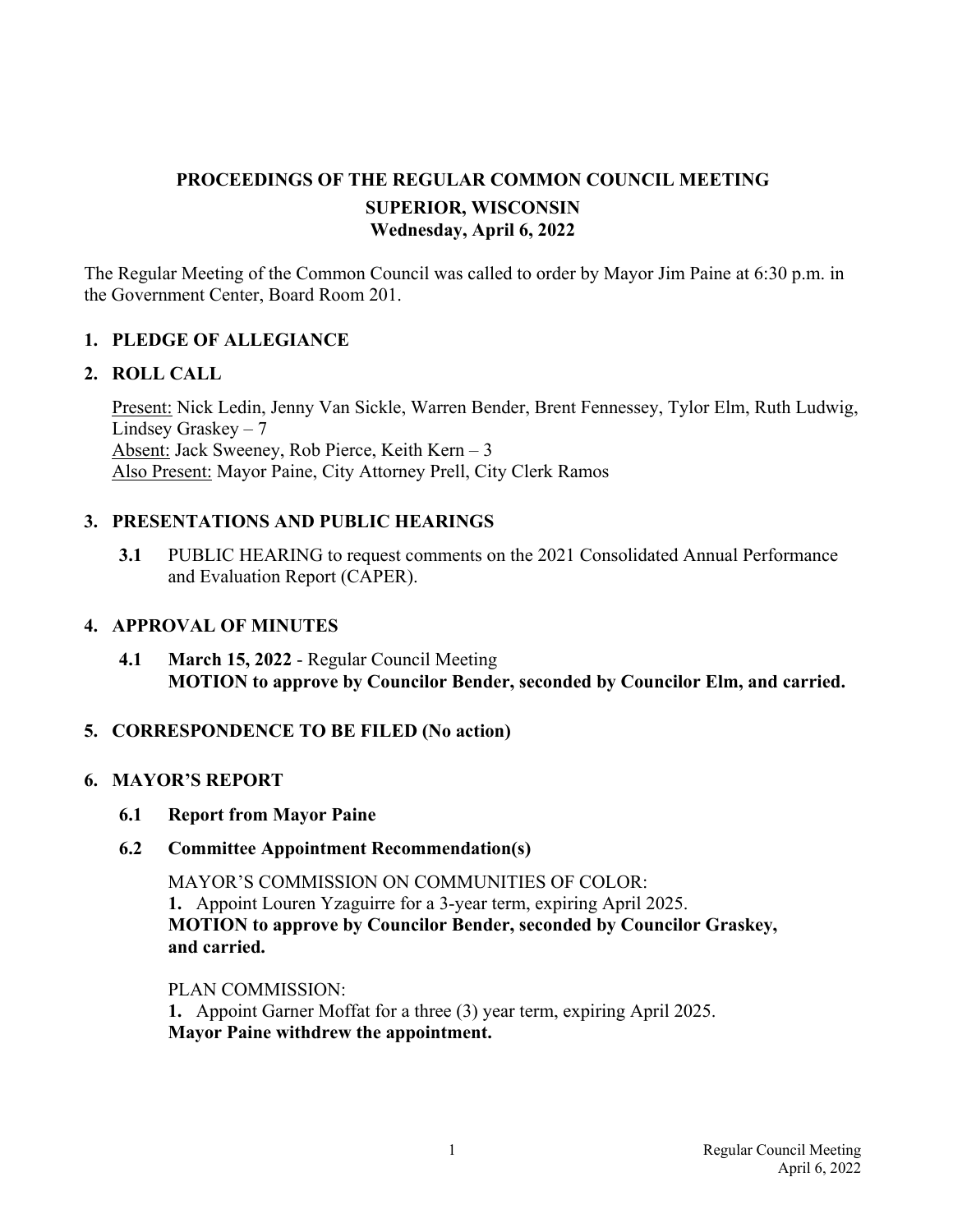# PROCEEDINGS OF THE REGULAR COMMON COUNCIL MEETING

## SUPERIOR, WISCONSIN

### Wednesday, April 6, 2022

The Regular Meeting of the Common Council was called to order by Mayor Jim Paine at 6:30 p.m. in the Government Center, Board Room 201.

## 1. PLEDGE OF ALLEGIANCE

## 2. ROLL CALL

Present: Nick Ledin, Jenny Van Sickle, Warren Bender, Brent Fennessey, Tylor Elm, Ruth Ludwig, Lindsey Graskey – 7
Absent: Jack Sweeney, Rob Pierce, Keith Kern – 3
Also Present: Mayor Paine, City Attorney Prell, City Clerk Ramos

## 3. PRESENTATIONS AND PUBLIC HEARINGS

**3.1** PUBLIC HEARING to request comments on the 2021 Consolidated Annual Performance and Evaluation Report (CAPER).

## 4. APPROVAL OF MINUTES

**4.1 March 15, 2022** - Regular Council Meeting
**MOTION to approve by Councilor Bender, seconded by Councilor Elm, and carried.**

## 5. CORRESPONDENCE TO BE FILED (No action)

## 6. MAYOR'S REPORT

### 6.1 Report from Mayor Paine

### 6.2 Committee Appointment Recommendation(s)

MAYOR'S COMMISSION ON COMMUNITIES OF COLOR:
**1.** Appoint Louren Yzaguirre for a 3-year term, expiring April 2025.
**MOTION to approve by Councilor Bender, seconded by Councilor Graskey, and carried.**

PLAN COMMISSION:
**1.** Appoint Garner Moffat for a three (3) year term, expiring April 2025.
**Mayor Paine withdrew the appointment.**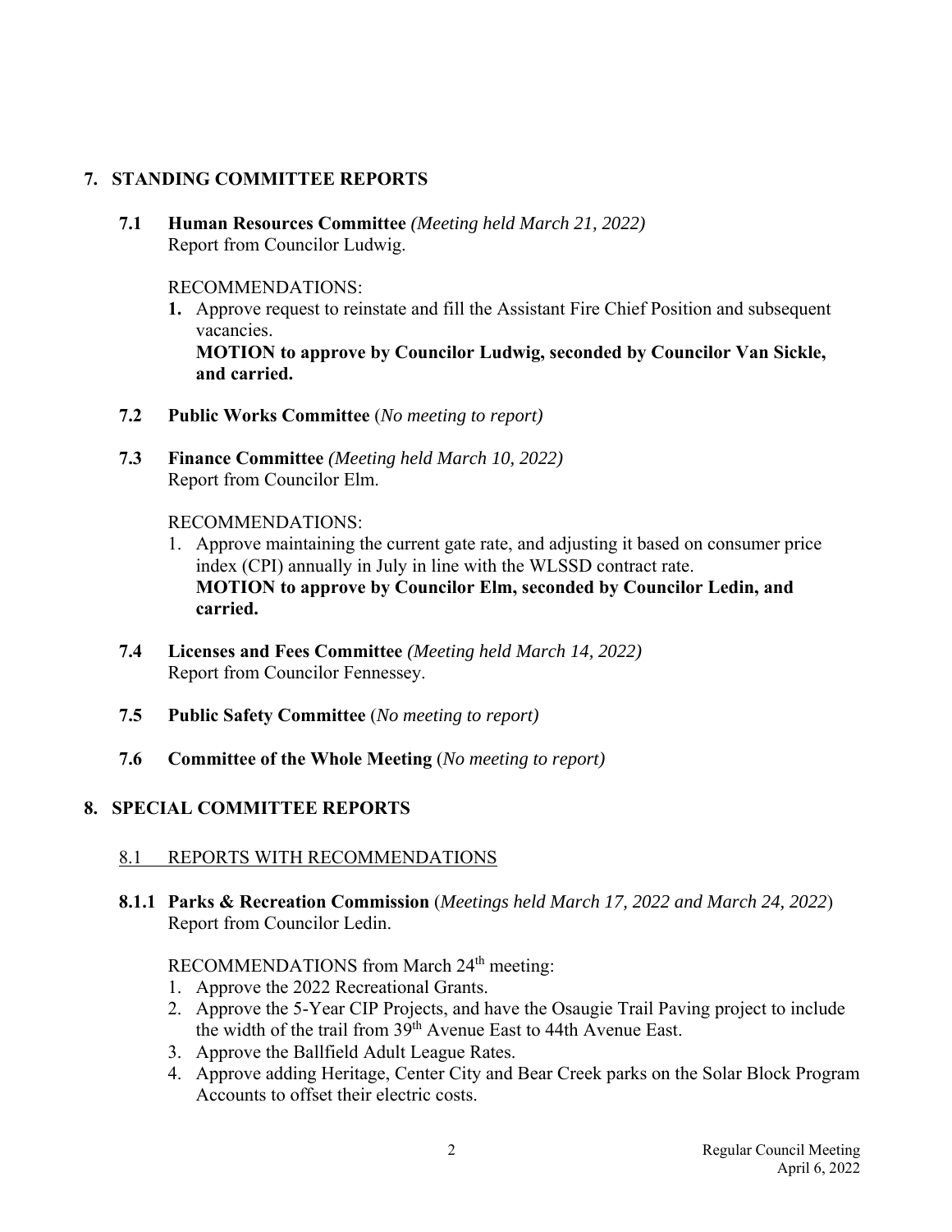## 7. STANDING COMMITTEE REPORTS

**7.1 Human Resources Committee** *(Meeting held March 21, 2022)*
Report from Councilor Ludwig.

RECOMMENDATIONS:

**1.** Approve request to reinstate and fill the Assistant Fire Chief Position and subsequent vacancies.
**MOTION to approve by Councilor Ludwig, seconded by Councilor Van Sickle, and carried.**

**7.2 Public Works Committee** (*No meeting to report)*

**7.3 Finance Committee** *(Meeting held March 10, 2022)*
Report from Councilor Elm.

RECOMMENDATIONS:

1. Approve maintaining the current gate rate, and adjusting it based on consumer price index (CPI) annually in July in line with the WLSSD contract rate.
**MOTION to approve by Councilor Elm, seconded by Councilor Ledin, and carried.**

**7.4 Licenses and Fees Committee** *(Meeting held March 14, 2022)*
Report from Councilor Fennessey.

**7.5 Public Safety Committee** (*No meeting to report)*

**7.6 Committee of the Whole Meeting** (*No meeting to report)*

## 8. SPECIAL COMMITTEE REPORTS

8.1 REPORTS WITH RECOMMENDATIONS

**8.1.1 Parks & Recreation Commission** (*Meetings held March 17, 2022 and March 24, 2022*)
Report from Councilor Ledin.

RECOMMENDATIONS from March 24th meeting:

1. Approve the 2022 Recreational Grants.
2. Approve the 5-Year CIP Projects, and have the Osaugie Trail Paving project to include the width of the trail from 39th Avenue East to 44th Avenue East.
3. Approve the Ballfield Adult League Rates.
4. Approve adding Heritage, Center City and Bear Creek parks on the Solar Block Program Accounts to offset their electric costs.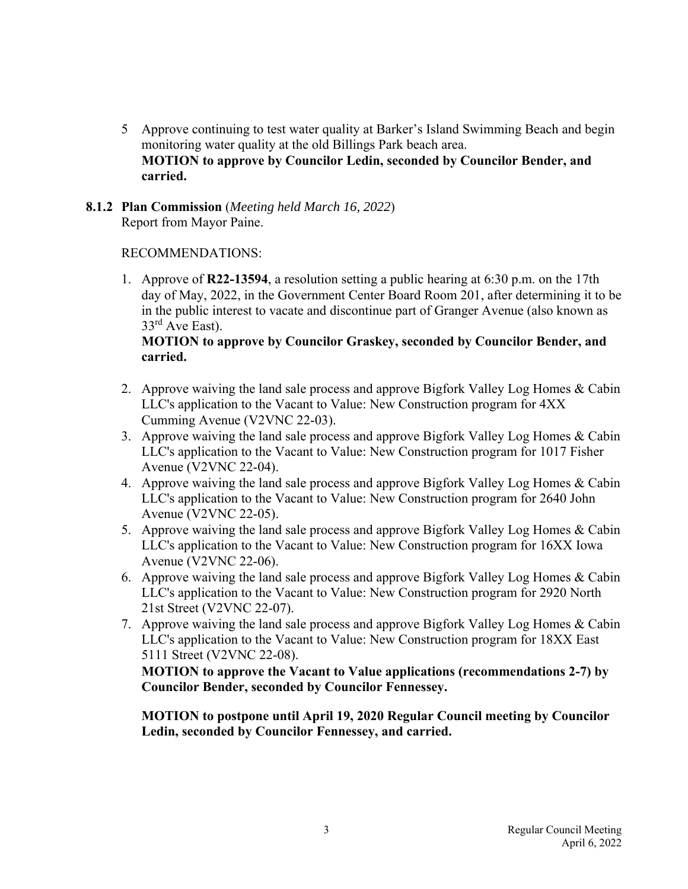5 Approve continuing to test water quality at Barker's Island Swimming Beach and begin monitoring water quality at the old Billings Park beach area.
**MOTION to approve by Councilor Ledin, seconded by Councilor Bender, and carried.**

**8.1.2 Plan Commission** (*Meeting held March 16, 2022*)
Report from Mayor Paine.

RECOMMENDATIONS:

1. Approve of **R22-13594**, a resolution setting a public hearing at 6:30 p.m. on the 17th day of May, 2022, in the Government Center Board Room 201, after determining it to be in the public interest to vacate and discontinue part of Granger Avenue (also known as 33rd Ave East).
**MOTION to approve by Councilor Graskey, seconded by Councilor Bender, and carried.**

2. Approve waiving the land sale process and approve Bigfork Valley Log Homes & Cabin LLC's application to the Vacant to Value: New Construction program for 4XX Cumming Avenue (V2VNC 22-03).
3. Approve waiving the land sale process and approve Bigfork Valley Log Homes & Cabin LLC's application to the Vacant to Value: New Construction program for 1017 Fisher Avenue (V2VNC 22-04).
4. Approve waiving the land sale process and approve Bigfork Valley Log Homes & Cabin LLC's application to the Vacant to Value: New Construction program for 2640 John Avenue (V2VNC 22-05).
5. Approve waiving the land sale process and approve Bigfork Valley Log Homes & Cabin LLC's application to the Vacant to Value: New Construction program for 16XX Iowa Avenue (V2VNC 22-06).
6. Approve waiving the land sale process and approve Bigfork Valley Log Homes & Cabin LLC's application to the Vacant to Value: New Construction program for 2920 North 21st Street (V2VNC 22-07).
7. Approve waiving the land sale process and approve Bigfork Valley Log Homes & Cabin LLC's application to the Vacant to Value: New Construction program for 18XX East 5111 Street (V2VNC 22-08).
**MOTION to approve the Vacant to Value applications (recommendations 2-7) by Councilor Bender, seconded by Councilor Fennessey.**

**MOTION to postpone until April 19, 2020 Regular Council meeting by Councilor Ledin, seconded by Councilor Fennessey, and carried.**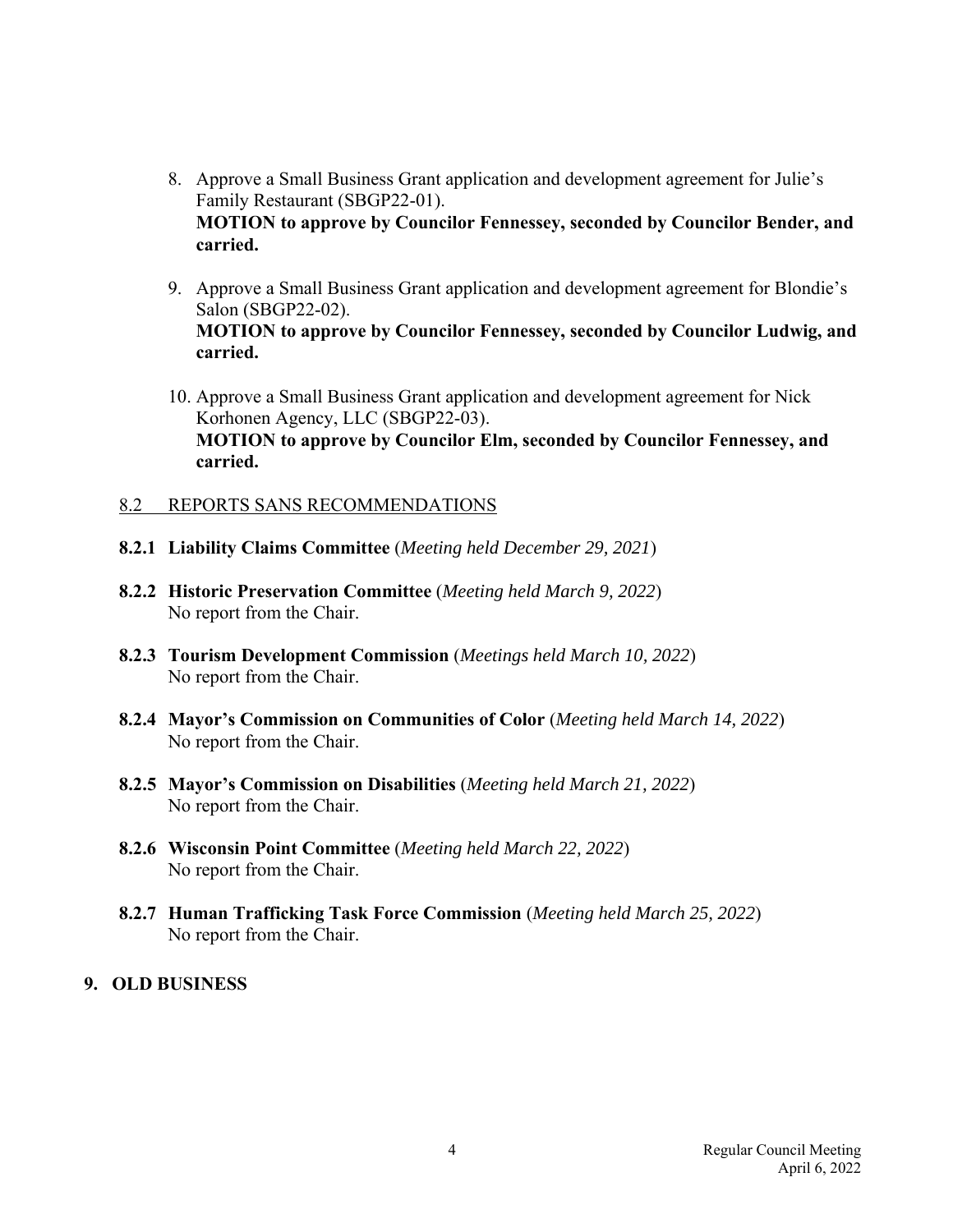8. Approve a Small Business Grant application and development agreement for Julie's Family Restaurant (SBGP22-01).
   **MOTION to approve by Councilor Fennessey, seconded by Councilor Bender, and carried.**

9. Approve a Small Business Grant application and development agreement for Blondie's Salon (SBGP22-02).
   **MOTION to approve by Councilor Fennessey, seconded by Councilor Ludwig, and carried.**

10. Approve a Small Business Grant application and development agreement for Nick Korhonen Agency, LLC (SBGP22-03).
    **MOTION to approve by Councilor Elm, seconded by Councilor Fennessey, and carried.**

8.2 REPORTS SANS RECOMMENDATIONS

**8.2.1 Liability Claims Committee** (*Meeting held December 29, 2021*)

**8.2.2 Historic Preservation Committee** (*Meeting held March 9, 2022*)
No report from the Chair.

**8.2.3 Tourism Development Commission** (*Meetings held March 10, 2022*)
No report from the Chair.

**8.2.4 Mayor's Commission on Communities of Color** (*Meeting held March 14, 2022*)
No report from the Chair.

**8.2.5 Mayor's Commission on Disabilities** (*Meeting held March 21, 2022*)
No report from the Chair.

**8.2.6 Wisconsin Point Committee** (*Meeting held March 22, 2022*)
No report from the Chair.

**8.2.7 Human Trafficking Task Force Commission** (*Meeting held March 25, 2022*)
No report from the Chair.

## 9. OLD BUSINESS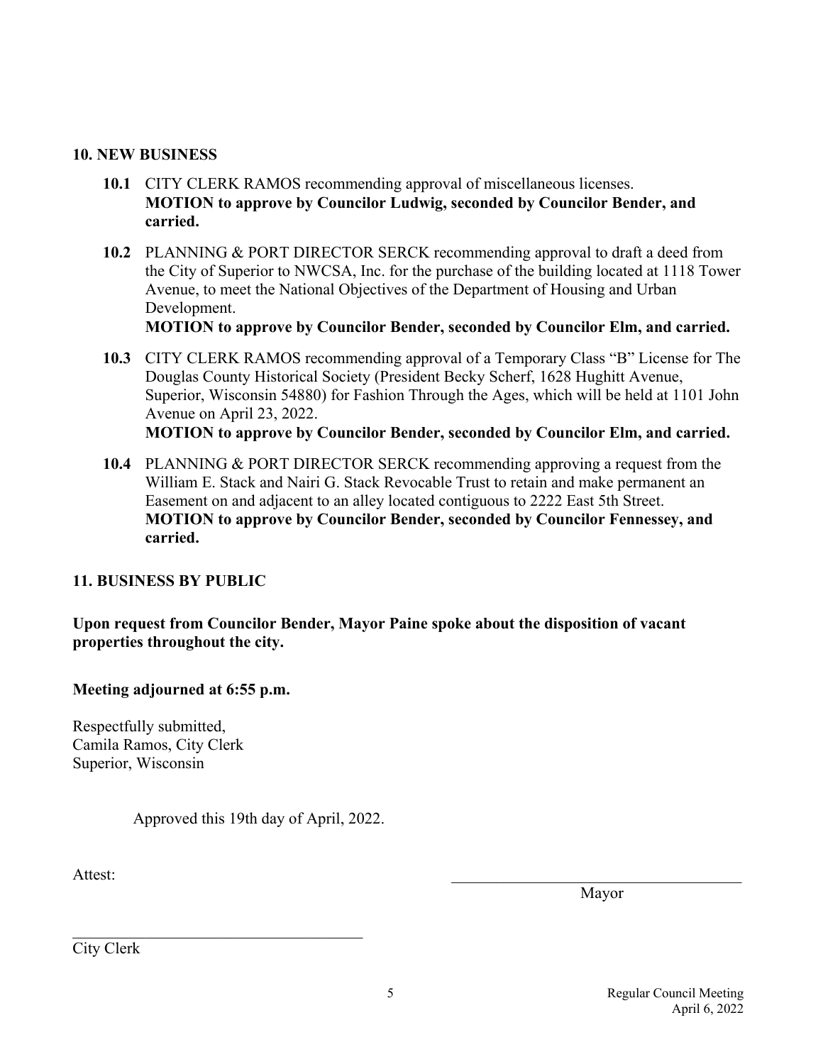## 10. NEW BUSINESS

**10.1** CITY CLERK RAMOS recommending approval of miscellaneous licenses.
**MOTION to approve by Councilor Ludwig, seconded by Councilor Bender, and carried.**

**10.2** PLANNING & PORT DIRECTOR SERCK recommending approval to draft a deed from the City of Superior to NWCSA, Inc. for the purchase of the building located at 1118 Tower Avenue, to meet the National Objectives of the Department of Housing and Urban Development.
**MOTION to approve by Councilor Bender, seconded by Councilor Elm, and carried.**

**10.3** CITY CLERK RAMOS recommending approval of a Temporary Class "B" License for The Douglas County Historical Society (President Becky Scherf, 1628 Hughitt Avenue, Superior, Wisconsin 54880) for Fashion Through the Ages, which will be held at 1101 John Avenue on April 23, 2022.
**MOTION to approve by Councilor Bender, seconded by Councilor Elm, and carried.**

**10.4** PLANNING & PORT DIRECTOR SERCK recommending approving a request from the William E. Stack and Nairi G. Stack Revocable Trust to retain and make permanent an Easement on and adjacent to an alley located contiguous to 2222 East 5th Street.
**MOTION to approve by Councilor Bender, seconded by Councilor Fennessey, and carried.**

## 11. BUSINESS BY PUBLIC

**Upon request from Councilor Bender, Mayor Paine spoke about the disposition of vacant properties throughout the city.**

**Meeting adjourned at 6:55 p.m.**

Respectfully submitted,
Camila Ramos, City Clerk
Superior, Wisconsin

Approved this 19th day of April, 2022.

Attest:

_______________________________________
Mayor

_______________________________________
City Clerk